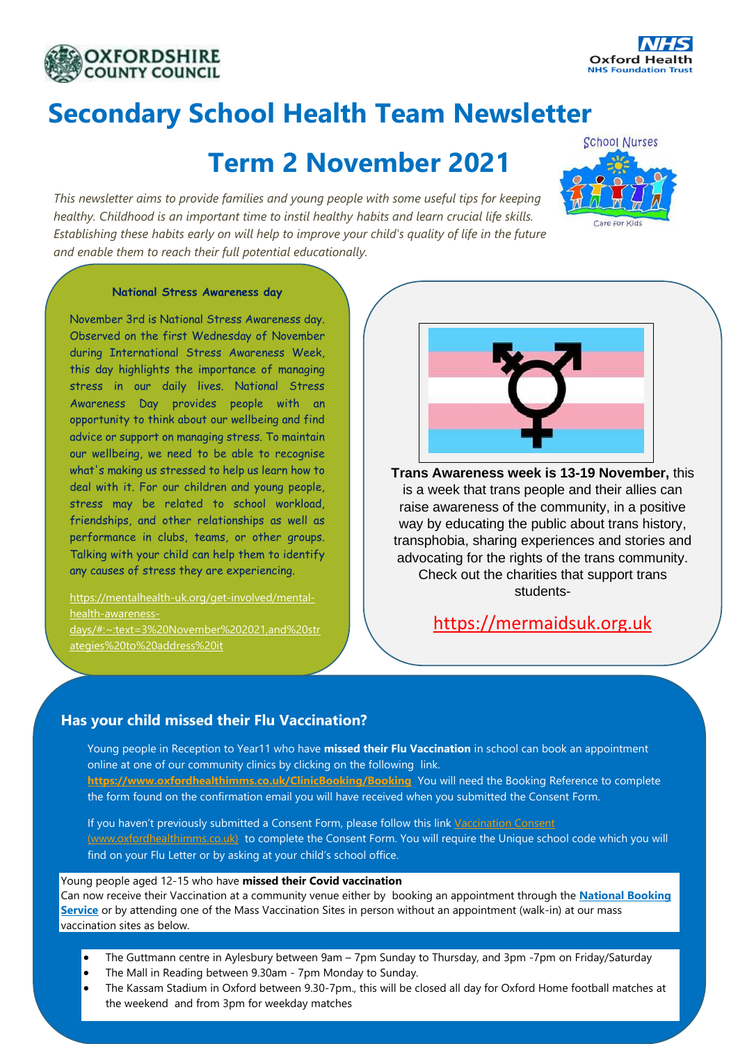OXFORDSHIRE COUNTY COUNCIL

NHS Oxford Health NHS Foundation Trust

# Secondary School Health Team Newsletter

# Term 2 November 2021

School Nurses – Care for Kids

*This newsletter aims to provide families and young people with some useful tips for keeping healthy. Childhood is an important time to instil healthy habits and learn crucial life skills. Establishing these habits early on will help to improve your child's quality of life in the future and enable them to reach their full potential educationally.*

## National Stress Awareness day

November 3rd is National Stress Awareness day. Observed on the first Wednesday of November during International Stress Awareness Week, this day highlights the importance of managing stress in our daily lives. National Stress Awareness Day provides people with an opportunity to think about our wellbeing and find advice or support on managing stress. To maintain our wellbeing, we need to be able to recognise what's making us stressed to help us learn how to deal with it. For our children and young people, stress may be related to school workload, friendships, and other relationships as well as performance in clubs, teams, or other groups. Talking with your child can help them to identify any causes of stress they are experiencing.

https://mentalhealth-uk.org/get-involved/mental-health-awareness-days/#:~:text=3%20November%202021,and%20strategies%20to%20address%20it

**Trans Awareness week is 13-19 November,** this is a week that trans people and their allies can raise awareness of the community, in a positive way by educating the public about trans history, transphobia, sharing experiences and stories and advocating for the rights of the trans community. Check out the charities that support trans students-

https://mermaidsuk.org.uk

## Has your child missed their Flu Vaccination?

Young people in Reception to Year11 who have **missed their Flu Vaccination** in school can book an appointment online at one of our community clinics by clicking on the following link. **https://www.oxfordhealthimms.co.uk/ClinicBooking/Booking** You will need the Booking Reference to complete the form found on the confirmation email you will have received when you submitted the Consent Form.

If you haven't previously submitted a Consent Form, please follow this link Vaccination Consent (www.oxfordhealthimms.co.uk) to complete the Consent Form. You will require the Unique school code which you will find on your Flu Letter or by asking at your child's school office.

Young people aged 12-15 who have **missed their Covid vaccination**
Can now receive their Vaccination at a community venue either by booking an appointment through the **National Booking Service** or by attending one of the Mass Vaccination Sites in person without an appointment (walk-in) at our mass vaccination sites as below.

- The Guttmann centre in Aylesbury between 9am – 7pm Sunday to Thursday, and 3pm -7pm on Friday/Saturday
- The Mall in Reading between 9.30am - 7pm Monday to Sunday.
- The Kassam Stadium in Oxford between 9.30-7pm., this will be closed all day for Oxford Home football matches at the weekend and from 3pm for weekday matches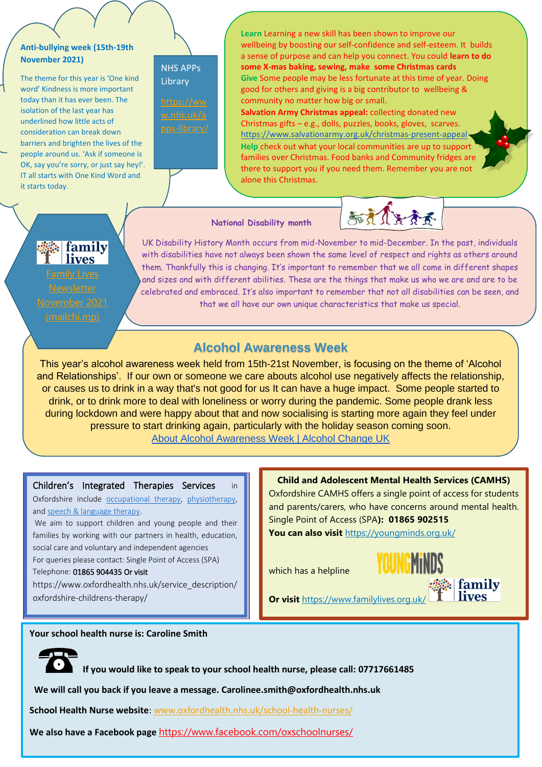### Anti-bullying week (15th-19th November 2021)

The theme for this year is 'One kind word' Kindness is more important today than it has ever been. The isolation of the last year has underlined how little acts of consideration can break down barriers and brighten the lives of the people around us. 'Ask if someone is OK, say you're sorry, or just say hey!'. IT all starts with One Kind Word and it starts today.

NHS APPs Library

https://www.nhs.uk/apps-library/

**Learn** Learning a new skill has been shown to improve our wellbeing by boosting our self-confidence and self-esteem. It builds a sense of purpose and can help you connect. You could **learn to do some X-mas baking, sewing, make some Christmas cards**

**Give** Some people may be less fortunate at this time of year. Doing good for others and giving is a big contributor to wellbeing & community no matter how big or small.

**Salvation Army Christmas appeal:** collecting donated new Christmas gifts – e.g., dolls, puzzles, books, gloves, scarves. https://www.salvationarmy.org.uk/christmas-present-appeal

**Help** check out what your local communities are up to support families over Christmas. Food banks and Community fridges are there to support you if you need them. Remember you are not alone this Christmas.

family lives

Family Lives Newsletter November 2021 (mailchi.mp)

### National Disability month

UK Disability History Month occurs from mid-November to mid-December. In the past, individuals with disabilities have not always been shown the same level of respect and rights as others around them. Thankfully this is changing. It's important to remember that we all come in different shapes and sizes and with different abilities. These are the things that make us who we are and are to be celebrated and embraced. It's also important to remember that not all disabilities can be seen, and that we all have our own unique characteristics that make us special.

## Alcohol Awareness Week

This year's alcohol awareness week held from 15th-21st November, is focusing on the theme of 'Alcohol and Relationships'. If our own or someone we care abouts alcohol use negatively affects the relationship, or causes us to drink in a way that's not good for us It can have a huge impact. Some people started to drink, or to drink more to deal with loneliness or worry during the pandemic. Some people drank less during lockdown and were happy about that and now socialising is starting more again they feel under pressure to start drinking again, particularly with the holiday season coming soon.

About Alcohol Awareness Week | Alcohol Change UK

Children's Integrated Therapies Services in Oxfordshire include occupational therapy, physiotherapy, and speech & language therapy.

We aim to support children and young people and their families by working with our partners in health, education, social care and voluntary and independent agencies

For queries please contact: Single Point of Access (SPA)

Telephone: 01865 904435 Or visit https://www.oxfordhealth.nhs.uk/service_description/oxfordshire-childrens-therapy/

**Child and Adolescent Mental Health Services (CAMHS)**

Oxfordshire CAMHS offers a single point of access for students and parents/carers, who have concerns around mental health.

Single Point of Access (SPA**): 01865 902515**

**You can also visit** https://youngminds.org.uk/

which has a helpline

YOUNGMINDS

**Or visit** https://www.familylives.org.uk/

family lives

**Your school health nurse is: Caroline Smith**

**If you would like to speak to your school health nurse, please call: 07717661485**

**We will call you back if you leave a message. Carolinee.smith@oxfordhealth.nhs.uk**

**School Health Nurse website**: www.oxfordhealth.nhs.uk/school-health-nurses/

**We also have a Facebook page** https://www.facebook.com/oxschoolnurses/